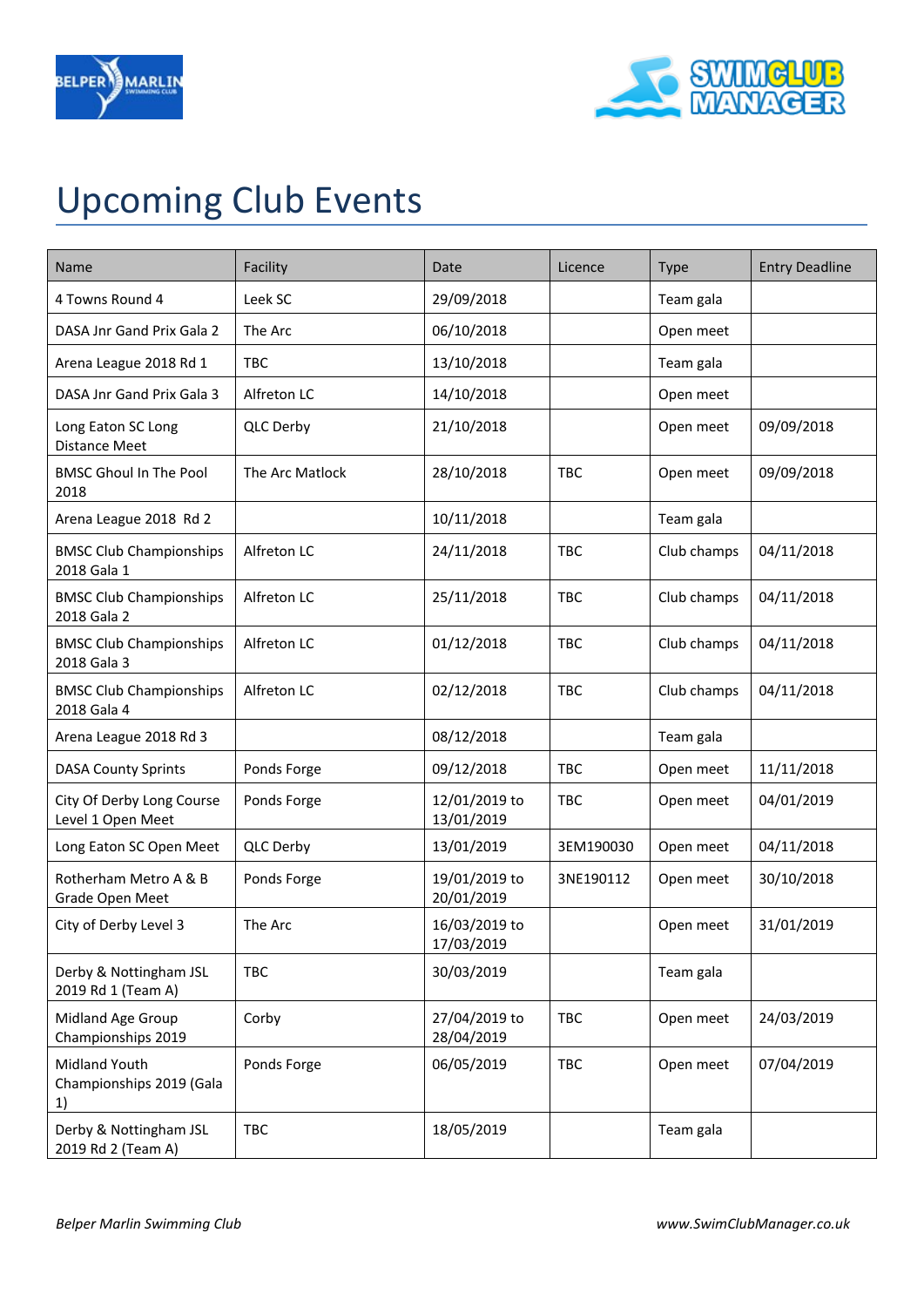# Upcoming Club Events

| Name | Facility | Date | Licence | Type | Entry Deadline |
|---|---|---|---|---|---|
| 4 Towns Round 4 | Leek SC | 29/09/2018 | | Team gala | |
| DASA Jnr Gand Prix Gala 2 | The Arc | 06/10/2018 | | Open meet | |
| Arena League 2018 Rd 1 | TBC | 13/10/2018 | | Team gala | |
| DASA Jnr Gand Prix Gala 3 | Alfreton LC | 14/10/2018 | | Open meet | |
| Long Eaton SC Long Distance Meet | QLC Derby | 21/10/2018 | | Open meet | 09/09/2018 |
| BMSC Ghoul In The Pool 2018 | The Arc Matlock | 28/10/2018 | TBC | Open meet | 09/09/2018 |
| Arena League 2018 Rd 2 | | 10/11/2018 | | Team gala | |
| BMSC Club Championships 2018 Gala 1 | Alfreton LC | 24/11/2018 | TBC | Club champs | 04/11/2018 |
| BMSC Club Championships 2018 Gala 2 | Alfreton LC | 25/11/2018 | TBC | Club champs | 04/11/2018 |
| BMSC Club Championships 2018 Gala 3 | Alfreton LC | 01/12/2018 | TBC | Club champs | 04/11/2018 |
| BMSC Club Championships 2018 Gala 4 | Alfreton LC | 02/12/2018 | TBC | Club champs | 04/11/2018 |
| Arena League 2018 Rd 3 | | 08/12/2018 | | Team gala | |
| DASA County Sprints | Ponds Forge | 09/12/2018 | TBC | Open meet | 11/11/2018 |
| City Of Derby Long Course Level 1 Open Meet | Ponds Forge | 12/01/2019 to 13/01/2019 | TBC | Open meet | 04/01/2019 |
| Long Eaton SC Open Meet | QLC Derby | 13/01/2019 | 3EM190030 | Open meet | 04/11/2018 |
| Rotherham Metro A & B Grade Open Meet | Ponds Forge | 19/01/2019 to 20/01/2019 | 3NE190112 | Open meet | 30/10/2018 |
| City of Derby Level 3 | The Arc | 16/03/2019 to 17/03/2019 | | Open meet | 31/01/2019 |
| Derby & Nottingham JSL 2019 Rd 1 (Team A) | TBC | 30/03/2019 | | Team gala | |
| Midland Age Group Championships 2019 | Corby | 27/04/2019 to 28/04/2019 | TBC | Open meet | 24/03/2019 |
| Midland Youth Championships 2019 (Gala 1) | Ponds Forge | 06/05/2019 | TBC | Open meet | 07/04/2019 |
| Derby & Nottingham JSL 2019 Rd 2 (Team A) | TBC | 18/05/2019 | | Team gala | |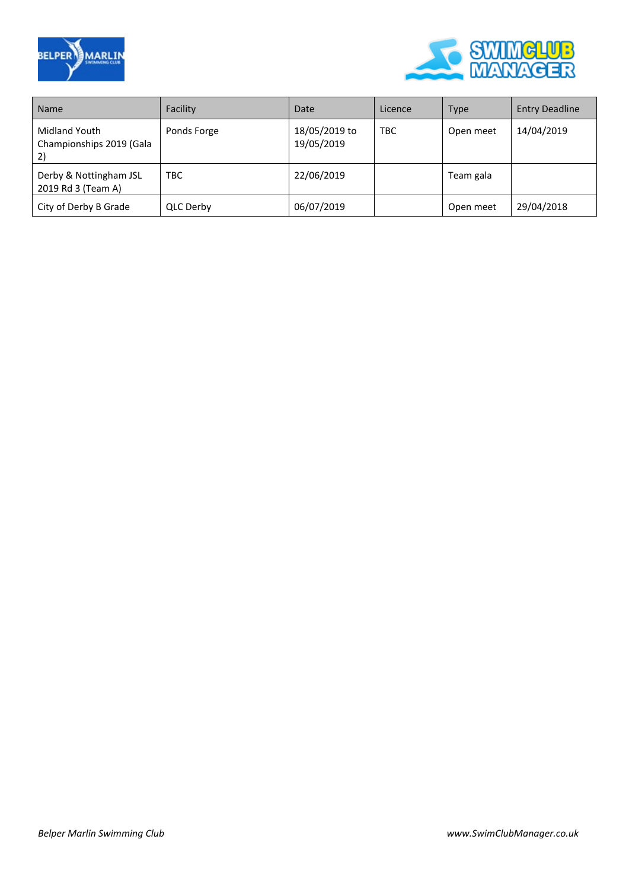| Name | Facility | Date | Licence | Type | Entry Deadline |
| --- | --- | --- | --- | --- | --- |
| Midland Youth Championships 2019 (Gala 2) | Ponds Forge | 18/05/2019 to 19/05/2019 | TBC | Open meet | 14/04/2019 |
| Derby & Nottingham JSL 2019 Rd 3 (Team A) | TBC | 22/06/2019 | | Team gala | |
| City of Derby B Grade | QLC Derby | 06/07/2019 | | Open meet | 29/04/2018 |